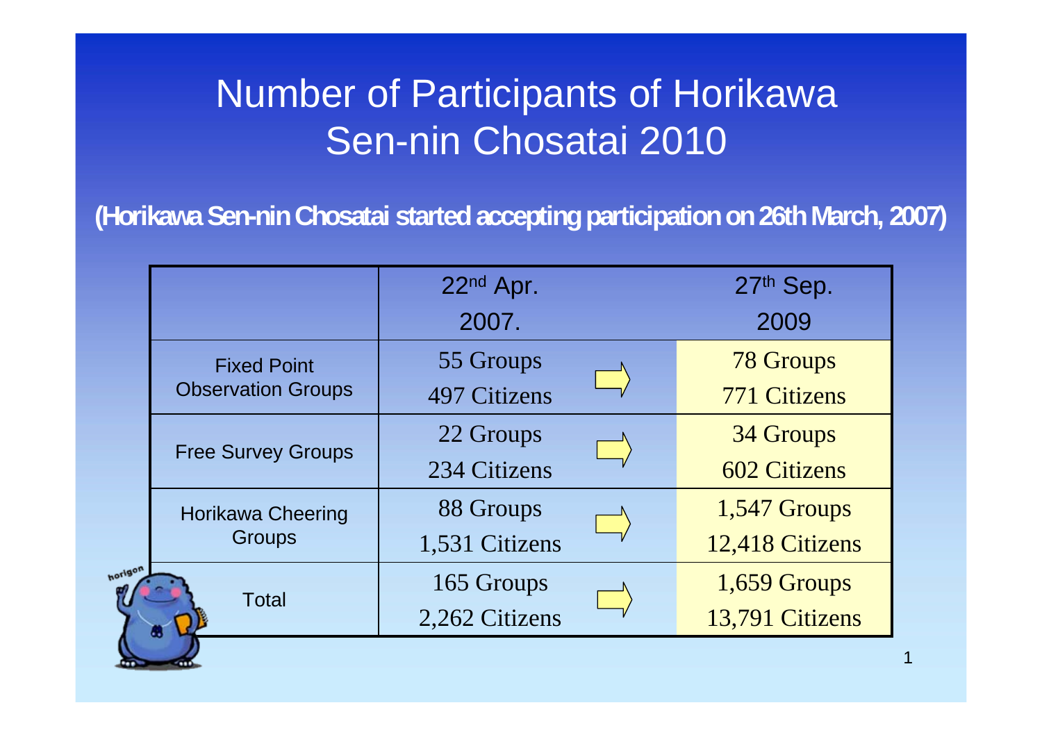# Number of Participants of Horikawa Sen-nin Chosatai 2010

**(Horikawa Sen-nin Chosatai started accepting participation on 26th March, 2007)**

| | 22nd Apr. 2007. | | 27th Sep. 2009 |
|---|---|---|---|
| Fixed Point Observation Groups | 55 Groups<br>497 Citizens | ⇨ | 78 Groups<br>771 Citizens |
| Free Survey Groups | 22 Groups<br>234 Citizens | ⇨ | 34 Groups<br>602 Citizens |
| Horikawa Cheering Groups | 88 Groups<br>1,531 Citizens | ⇨ | 1,547 Groups<br>12,418 Citizens |
| Total | 165 Groups<br>2,262 Citizens | ⇨ | 1,659 Groups<br>13,791 Citizens |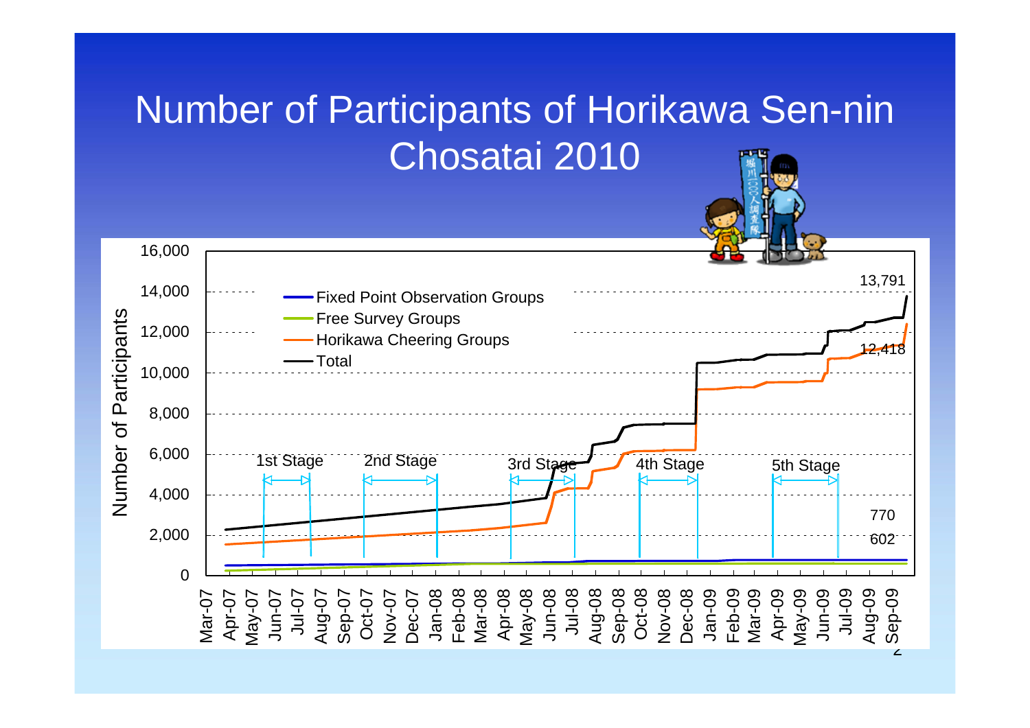# Number of Participants of Horikawa Sen-nin Chosatai 2010

Number of Participants

- Fixed Point Observation Groups
- Free Survey Groups
- Horikawa Cheering Groups
- Total

1st Stage | 2nd Stage | 3rd Stage | 4th Stage | 5th Stage

13,791

12,418

770

602

0, 2,000, 4,000, 6,000, 8,000, 10,000, 12,000, 14,000, 16,000

Mar-07, Apr-07, May-07, Jun-07, Jul-07, Aug-07, Sep-07, Oct-07, Nov-07, Dec-07, Jan-08, Feb-08, Mar-08, Apr-08, May-08, Jun-08, Jul-08, Aug-08, Sep-08, Oct-08, Nov-08, Dec-08, Jan-09, Feb-09, Mar-09, Apr-09, May-09, Jun-09, Jul-09, Aug-09, Sep-09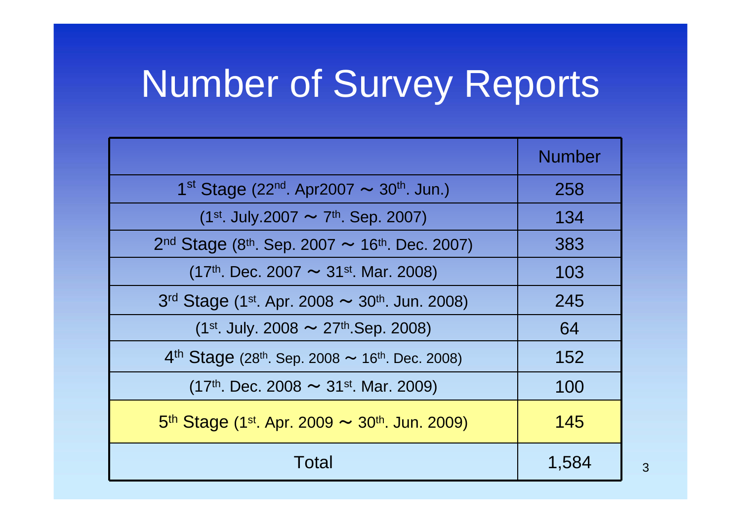# Number of Survey Reports

| | Number |
|---|---|
| 1st Stage (22nd. Apr2007 ～ 30th. Jun.) | 258 |
| (1st. July.2007 ～ 7th. Sep. 2007) | 134 |
| 2nd Stage (8th. Sep. 2007 ～ 16th. Dec. 2007) | 383 |
| (17th. Dec. 2007 ～ 31st. Mar. 2008) | 103 |
| 3rd Stage (1st. Apr. 2008 ～ 30th. Jun. 2008) | 245 |
| (1st. July. 2008 ～ 27th.Sep. 2008) | 64 |
| 4th Stage (28th. Sep. 2008 ～ 16th. Dec. 2008) | 152 |
| (17th. Dec. 2008 ～ 31st. Mar. 2009) | 100 |
| 5th Stage (1st. Apr. 2009 ～ 30th. Jun. 2009) | 145 |
| Total | 1,584 |